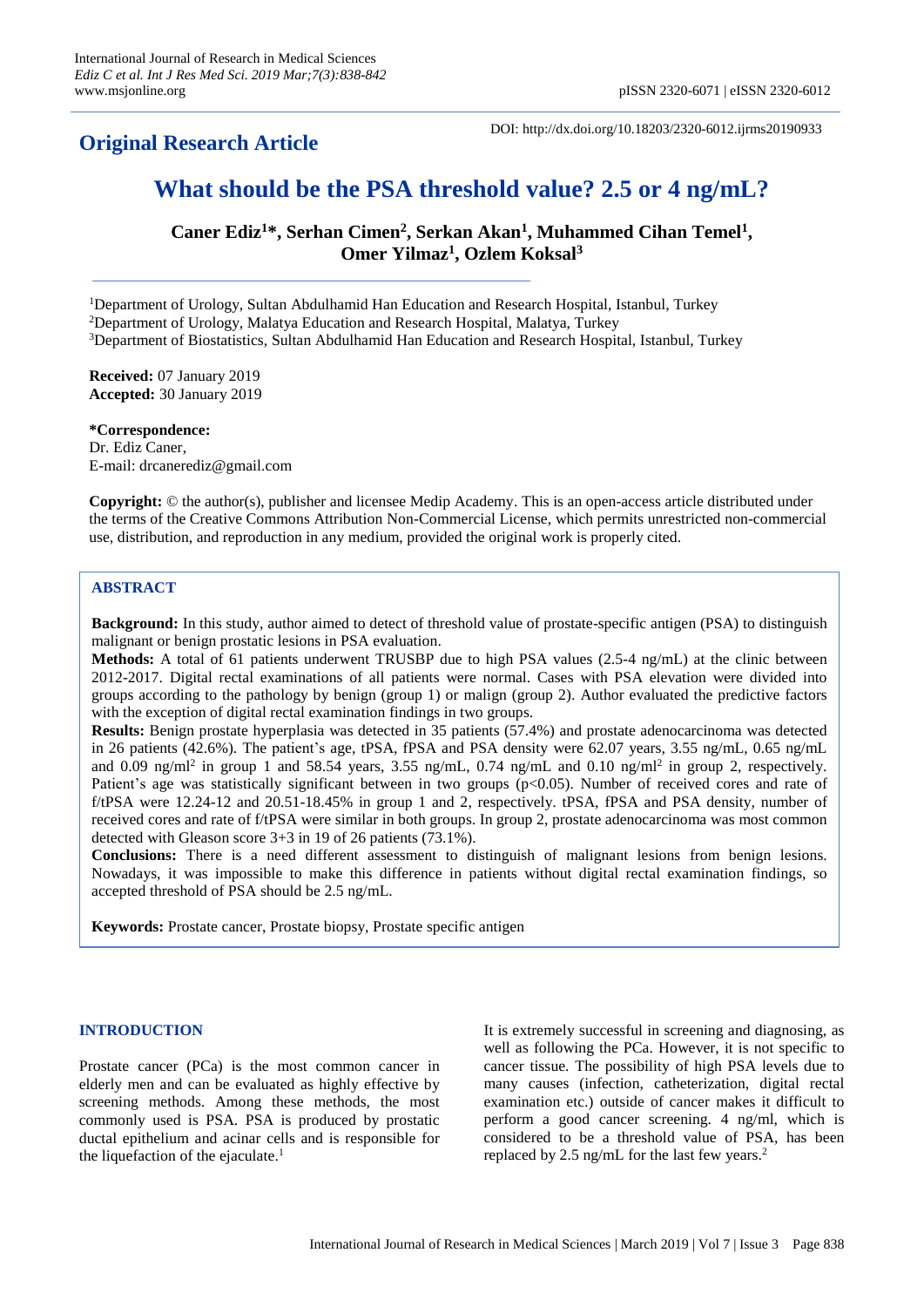## Original Research Article

DOI: http://dx.doi.org/10.18203/2320-6012.ijrms20190933

# What should be the PSA threshold value? 2.5 or 4 ng/mL?

**Caner Ediz[1]*, Serhan Cimen[2], Serkan Akan[1], Muhammed Cihan Temel[1], Omer Yilmaz[1], Ozlem Koksal[3]**

[1]Department of Urology, Sultan Abdulhamid Han Education and Research Hospital, Istanbul, Turkey
[2]Department of Urology, Malatya Education and Research Hospital, Malatya, Turkey
[3]Department of Biostatistics, Sultan Abdulhamid Han Education and Research Hospital, Istanbul, Turkey

**Received:** 07 January 2019
**Accepted:** 30 January 2019

**\*Correspondence:**
Dr. Ediz Caner,
E-mail: drcanerediz@gmail.com

**Copyright:** © the author(s), publisher and licensee Medip Academy. This is an open-access article distributed under the terms of the Creative Commons Attribution Non-Commercial License, which permits unrestricted non-commercial use, distribution, and reproduction in any medium, provided the original work is properly cited.

## ABSTRACT

**Background:** In this study, author aimed to detect of threshold value of prostate-specific antigen (PSA) to distinguish malignant or benign prostatic lesions in PSA evaluation.

**Methods:** A total of 61 patients underwent TRUSBP due to high PSA values (2.5-4 ng/mL) at the clinic between 2012-2017. Digital rectal examinations of all patients were normal. Cases with PSA elevation were divided into groups according to the pathology by benign (group 1) or malign (group 2). Author evaluated the predictive factors with the exception of digital rectal examination findings in two groups.

**Results:** Benign prostate hyperplasia was detected in 35 patients (57.4%) and prostate adenocarcinoma was detected in 26 patients (42.6%). The patient's age, tPSA, fPSA and PSA density were 62.07 years, 3.55 ng/mL, 0.65 ng/mL and 0.09 ng/ml$^2$ in group 1 and 58.54 years, 3.55 ng/mL, 0.74 ng/mL and 0.10 ng/ml$^2$ in group 2, respectively. Patient's age was statistically significant between in two groups ($p<0.05$). Number of received cores and rate of f/tPSA were 12.24-12 and 20.51-18.45% in group 1 and 2, respectively. tPSA, fPSA and PSA density, number of received cores and rate of f/tPSA were similar in both groups. In group 2, prostate adenocarcinoma was most common detected with Gleason score 3+3 in 19 of 26 patients (73.1%).

**Conclusions:** There is a need different assessment to distinguish of malignant lesions from benign lesions. Nowadays, it was impossible to make this difference in patients without digital rectal examination findings, so accepted threshold of PSA should be 2.5 ng/mL.

**Keywords:** Prostate cancer, Prostate biopsy, Prostate specific antigen

## INTRODUCTION

Prostate cancer (PCa) is the most common cancer in elderly men and can be evaluated as highly effective by screening methods. Among these methods, the most commonly used is PSA. PSA is produced by prostatic ductal epithelium and acinar cells and is responsible for the liquefaction of the ejaculate.[1]

It is extremely successful in screening and diagnosing, as well as following the PCa. However, it is not specific to cancer tissue. The possibility of high PSA levels due to many causes (infection, catheterization, digital rectal examination etc.) outside of cancer makes it difficult to perform a good cancer screening. 4 ng/ml, which is considered to be a threshold value of PSA, has been replaced by 2.5 ng/mL for the last few years.[2]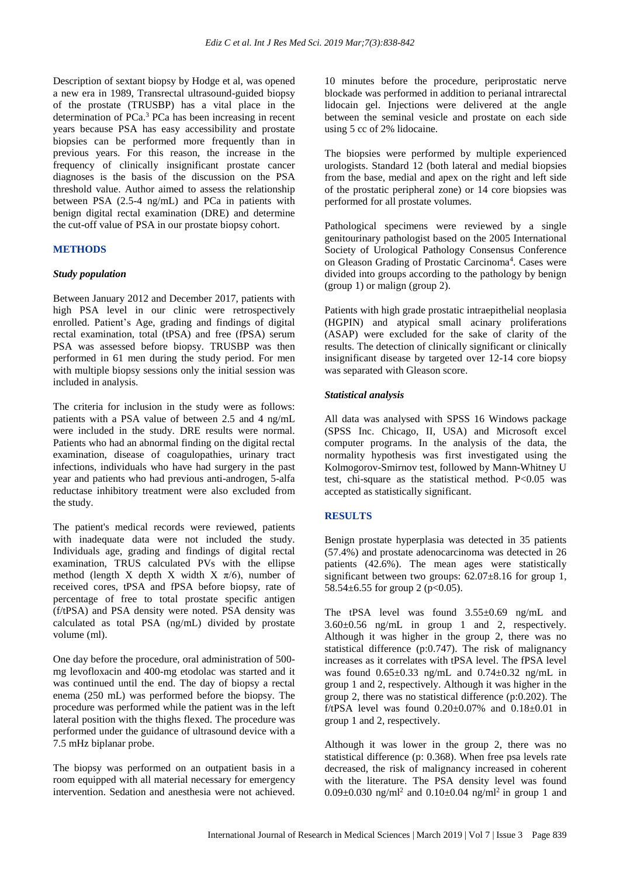Description of sextant biopsy by Hodge et al, was opened a new era in 1989, Transrectal ultrasound-guided biopsy of the prostate (TRUSBP) has a vital place in the determination of PCa.[3] PCa has been increasing in recent years because PSA has easy accessibility and prostate biopsies can be performed more frequently than in previous years. For this reason, the increase in the frequency of clinically insignificant prostate cancer diagnoses is the basis of the discussion on the PSA threshold value. Author aimed to assess the relationship between PSA (2.5-4 ng/mL) and PCa in patients with benign digital rectal examination (DRE) and determine the cut-off value of PSA in our prostate biopsy cohort.

## METHODS

### *Study population*

Between January 2012 and December 2017, patients with high PSA level in our clinic were retrospectively enrolled. Patient's Age, grading and findings of digital rectal examination, total (tPSA) and free (fPSA) serum PSA was assessed before biopsy. TRUSBP was then performed in 61 men during the study period. For men with multiple biopsy sessions only the initial session was included in analysis.

The criteria for inclusion in the study were as follows: patients with a PSA value of between 2.5 and 4 ng/mL were included in the study. DRE results were normal. Patients who had an abnormal finding on the digital rectal examination, disease of coagulopathies, urinary tract infections, individuals who have had surgery in the past year and patients who had previous anti-androgen, 5-alfa reductase inhibitory treatment were also excluded from the study.

The patient's medical records were reviewed, patients with inadequate data were not included the study. Individuals age, grading and findings of digital rectal examination, TRUS calculated PVs with the ellipse method (length X depth X width X $\pi/6$), number of received cores, tPSA and fPSA before biopsy, rate of percentage of free to total prostate specific antigen (f/tPSA) and PSA density were noted. PSA density was calculated as total PSA (ng/mL) divided by prostate volume (ml).

One day before the procedure, oral administration of 500-mg levofloxacin and 400-mg etodolac was started and it was continued until the end. The day of biopsy a rectal enema (250 mL) was performed before the biopsy. The procedure was performed while the patient was in the left lateral position with the thighs flexed. The procedure was performed under the guidance of ultrasound device with a 7.5 mHz biplanar probe.

The biopsy was performed on an outpatient basis in a room equipped with all material necessary for emergency intervention. Sedation and anesthesia were not achieved. 10 minutes before the procedure, periprostatic nerve blockade was performed in addition to perianal intrarectal lidocain gel. Injections were delivered at the angle between the seminal vesicle and prostate on each side using 5 cc of 2% lidocaine.

The biopsies were performed by multiple experienced urologists. Standard 12 (both lateral and medial biopsies from the base, medial and apex on the right and left side of the prostatic peripheral zone) or 14 core biopsies was performed for all prostate volumes.

Pathological specimens were reviewed by a single genitourinary pathologist based on the 2005 International Society of Urological Pathology Consensus Conference on Gleason Grading of Prostatic Carcinoma[4]. Cases were divided into groups according to the pathology by benign (group 1) or malign (group 2).

Patients with high grade prostatic intraepithelial neoplasia (HGPIN) and atypical small acinary proliferations (ASAP) were excluded for the sake of clarity of the results. The detection of clinically significant or clinically insignificant disease by targeted over 12-14 core biopsy was separated with Gleason score.

### *Statistical analysis*

All data was analysed with SPSS 16 Windows package (SPSS Inc. Chicago, II, USA) and Microsoft excel computer programs. In the analysis of the data, the normality hypothesis was first investigated using the Kolmogorov-Smirnov test, followed by Mann-Whitney U test, chi-square as the statistical method. $P<0.05$ was accepted as statistically significant.

## RESULTS

Benign prostate hyperplasia was detected in 35 patients (57.4%) and prostate adenocarcinoma was detected in 26 patients (42.6%). The mean ages were statistically significant between two groups: 62.07±8.16 for group 1, 58.54±6.55 for group 2 ($p<0.05$).

The tPSA level was found 3.55±0.69 ng/mL and 3.60±0.56 ng/mL in group 1 and 2, respectively. Although it was higher in the group 2, there was no statistical difference (p:0.747). The risk of malignancy increases as it correlates with tPSA level. The fPSA level was found 0.65±0.33 ng/mL and 0.74±0.32 ng/mL in group 1 and 2, respectively. Although it was higher in the group 2, there was no statistical difference (p:0.202). The f/tPSA level was found 0.20±0.07% and 0.18±0.01 in group 1 and 2, respectively.

Although it was lower in the group 2, there was no statistical difference (p: 0.368). When free psa levels rate decreased, the risk of malignancy increased in coherent with the literature. The PSA density level was found 0.09±0.030 ng/ml[2] and 0.10±0.04 ng/ml[2] in group 1 and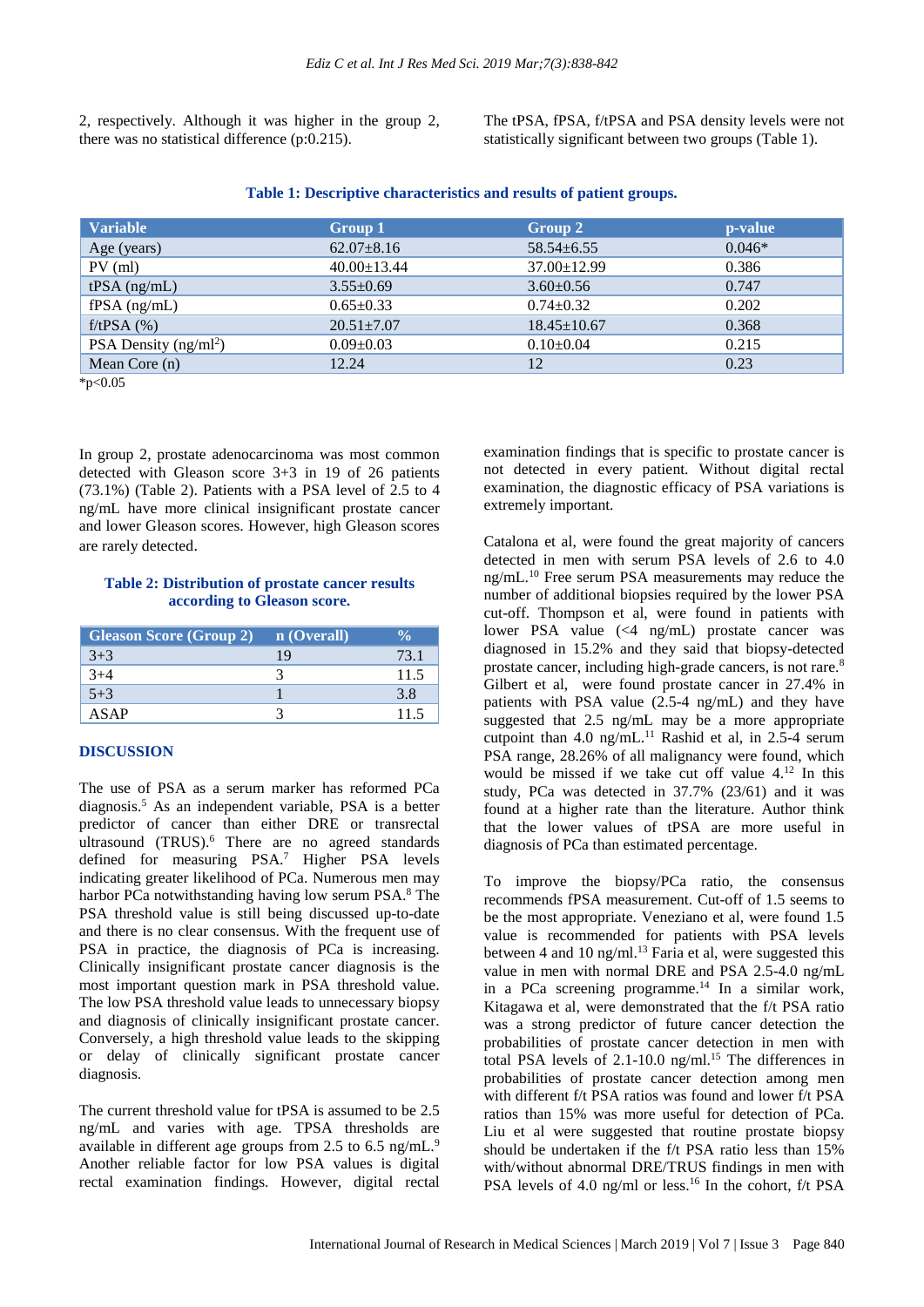2, respectively. Although it was higher in the group 2, there was no statistical difference (p:0.215).

The tPSA, fPSA, f/tPSA and PSA density levels were not statistically significant between two groups (Table 1).

**Table 1: Descriptive characteristics and results of patient groups.**

| Variable | Group 1 | Group 2 | p-value |
|---|---|---|---|
| Age (years) | 62.07±8.16 | 58.54±6.55 | 0.046* |
| PV (ml) | 40.00±13.44 | 37.00±12.99 | 0.386 |
| tPSA (ng/mL) | 3.55±0.69 | 3.60±0.56 | 0.747 |
| fPSA (ng/mL) | 0.65±0.33 | 0.74±0.32 | 0.202 |
| f/tPSA (%) | 20.51±7.07 | 18.45±10.67 | 0.368 |
| PSA Density (ng/ml$^2$) | 0.09±0.03 | 0.10±0.04 | 0.215 |
| Mean Core (n) | 12.24 | 12 | 0.23 |

*p<0.05

In group 2, prostate adenocarcinoma was most common detected with Gleason score 3+3 in 19 of 26 patients (73.1%) (Table 2). Patients with a PSA level of 2.5 to 4 ng/mL have more clinical insignificant prostate cancer and lower Gleason scores. However, high Gleason scores are rarely detected.

**Table 2: Distribution of prostate cancer results according to Gleason score.**

| Gleason Score (Group 2) | n (Overall) | % |
|---|---|---|
| 3+3 | 19 | 73.1 |
| 3+4 | 3 | 11.5 |
| 5+3 | 1 | 3.8 |
| ASAP | 3 | 11.5 |

## DISCUSSION

The use of PSA as a serum marker has reformed PCa diagnosis.[5] As an independent variable, PSA is a better predictor of cancer than either DRE or transrectal ultrasound (TRUS).[6] There are no agreed standards defined for measuring PSA.[7] Higher PSA levels indicating greater likelihood of PCa. Numerous men may harbor PCa notwithstanding having low serum PSA.[8] The PSA threshold value is still being discussed up-to-date and there is no clear consensus. With the frequent use of PSA in practice, the diagnosis of PCa is increasing. Clinically insignificant prostate cancer diagnosis is the most important question mark in PSA threshold value. The low PSA threshold value leads to unnecessary biopsy and diagnosis of clinically insignificant prostate cancer. Conversely, a high threshold value leads to the skipping or delay of clinically significant prostate cancer diagnosis.

The current threshold value for tPSA is assumed to be 2.5 ng/mL and varies with age. TPSA thresholds are available in different age groups from 2.5 to 6.5 ng/mL.[9] Another reliable factor for low PSA values is digital rectal examination findings. However, digital rectal examination findings that is specific to prostate cancer is not detected in every patient. Without digital rectal examination, the diagnostic efficacy of PSA variations is extremely important.

Catalona et al, were found the great majority of cancers detected in men with serum PSA levels of 2.6 to 4.0 ng/mL.[10] Free serum PSA measurements may reduce the number of additional biopsies required by the lower PSA cut-off. Thompson et al, were found in patients with lower PSA value (<4 ng/mL) prostate cancer was diagnosed in 15.2% and they said that biopsy-detected prostate cancer, including high-grade cancers, is not rare.[8] Gilbert et al, were found prostate cancer in 27.4% in patients with PSA value (2.5-4 ng/mL) and they have suggested that 2.5 ng/mL may be a more appropriate cutpoint than 4.0 ng/mL.[11] Rashid et al, in 2.5-4 serum PSA range, 28.26% of all malignancy were found, which would be missed if we take cut off value 4.[12] In this study, PCa was detected in 37.7% (23/61) and it was found at a higher rate than the literature. Author think that the lower values of tPSA are more useful in diagnosis of PCa than estimated percentage.

To improve the biopsy/PCa ratio, the consensus recommends fPSA measurement. Cut-off of 1.5 seems to be the most appropriate. Veneziano et al, were found 1.5 value is recommended for patients with PSA levels between 4 and 10 ng/ml.[13] Faria et al, were suggested this value in men with normal DRE and PSA 2.5-4.0 ng/mL in a PCa screening programme.[14] In a similar work, Kitagawa et al, were demonstrated that the f/t PSA ratio was a strong predictor of future cancer detection the probabilities of prostate cancer detection in men with total PSA levels of 2.1-10.0 ng/ml.[15] The differences in probabilities of prostate cancer detection among men with different f/t PSA ratios was found and lower f/t PSA ratios than 15% was more useful for detection of PCa. Liu et al were suggested that routine prostate biopsy should be undertaken if the f/t PSA ratio less than 15% with/without abnormal DRE/TRUS findings in men with PSA levels of 4.0 ng/ml or less.[16] In the cohort, f/t PSA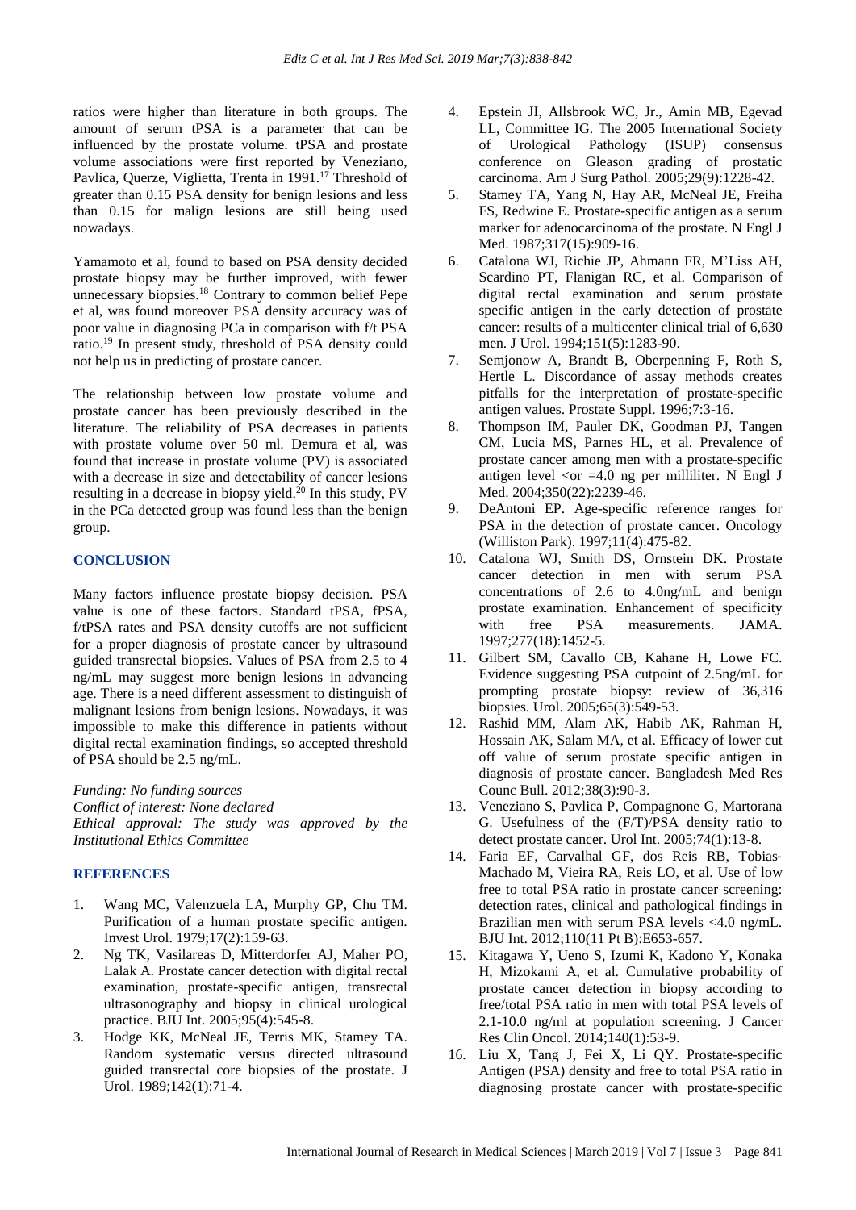ratios were higher than literature in both groups. The amount of serum tPSA is a parameter that can be influenced by the prostate volume. tPSA and prostate volume associations were first reported by Veneziano, Pavlica, Querze, Viglietta, Trenta in 1991.[17] Threshold of greater than 0.15 PSA density for benign lesions and less than 0.15 for malign lesions are still being used nowadays.

Yamamoto et al, found to based on PSA density decided prostate biopsy may be further improved, with fewer unnecessary biopsies.[18] Contrary to common belief Pepe et al, was found moreover PSA density accuracy was of poor value in diagnosing PCa in comparison with f/t PSA ratio.[19] In present study, threshold of PSA density could not help us in predicting of prostate cancer.

The relationship between low prostate volume and prostate cancer has been previously described in the literature. The reliability of PSA decreases in patients with prostate volume over 50 ml. Demura et al, was found that increase in prostate volume (PV) is associated with a decrease in size and detectability of cancer lesions resulting in a decrease in biopsy yield.[20] In this study, PV in the PCa detected group was found less than the benign group.

## CONCLUSION

Many factors influence prostate biopsy decision. PSA value is one of these factors. Standard tPSA, fPSA, f/tPSA rates and PSA density cutoffs are not sufficient for a proper diagnosis of prostate cancer by ultrasound guided transrectal biopsies. Values of PSA from 2.5 to 4 ng/mL may suggest more benign lesions in advancing age. There is a need different assessment to distinguish of malignant lesions from benign lesions. Nowadays, it was impossible to make this difference in patients without digital rectal examination findings, so accepted threshold of PSA should be 2.5 ng/mL.

*Funding: No funding sources*
*Conflict of interest: None declared*
*Ethical approval: The study was approved by the Institutional Ethics Committee*

## REFERENCES

1. Wang MC, Valenzuela LA, Murphy GP, Chu TM. Purification of a human prostate specific antigen. Invest Urol. 1979;17(2):159-63.
2. Ng TK, Vasilareas D, Mitterdorfer AJ, Maher PO, Lalak A. Prostate cancer detection with digital rectal examination, prostate-specific antigen, transrectal ultrasonography and biopsy in clinical urological practice. BJU Int. 2005;95(4):545-8.
3. Hodge KK, McNeal JE, Terris MK, Stamey TA. Random systematic versus directed ultrasound guided transrectal core biopsies of the prostate. J Urol. 1989;142(1):71-4.
4. Epstein JI, Allsbrook WC, Jr., Amin MB, Egevad LL, Committee IG. The 2005 International Society of Urological Pathology (ISUP) consensus conference on Gleason grading of prostatic carcinoma. Am J Surg Pathol. 2005;29(9):1228-42.
5. Stamey TA, Yang N, Hay AR, McNeal JE, Freiha FS, Redwine E. Prostate-specific antigen as a serum marker for adenocarcinoma of the prostate. N Engl J Med. 1987;317(15):909-16.
6. Catalona WJ, Richie JP, Ahmann FR, M'Liss AH, Scardino PT, Flanigan RC, et al. Comparison of digital rectal examination and serum prostate specific antigen in the early detection of prostate cancer: results of a multicenter clinical trial of 6,630 men. J Urol. 1994;151(5):1283-90.
7. Semjonow A, Brandt B, Oberpenning F, Roth S, Hertle L. Discordance of assay methods creates pitfalls for the interpretation of prostate-specific antigen values. Prostate Suppl. 1996;7:3-16.
8. Thompson IM, Pauler DK, Goodman PJ, Tangen CM, Lucia MS, Parnes HL, et al. Prevalence of prostate cancer among men with a prostate-specific antigen level <or =4.0 ng per milliliter. N Engl J Med. 2004;350(22):2239-46.
9. DeAntoni EP. Age-specific reference ranges for PSA in the detection of prostate cancer. Oncology (Williston Park). 1997;11(4):475-82.
10. Catalona WJ, Smith DS, Ornstein DK. Prostate cancer detection in men with serum PSA concentrations of 2.6 to 4.0ng/mL and benign prostate examination. Enhancement of specificity with free PSA measurements. JAMA. 1997;277(18):1452-5.
11. Gilbert SM, Cavallo CB, Kahane H, Lowe FC. Evidence suggesting PSA cutpoint of 2.5ng/mL for prompting prostate biopsy: review of 36,316 biopsies. Urol. 2005;65(3):549-53.
12. Rashid MM, Alam AK, Habib AK, Rahman H, Hossain AK, Salam MA, et al. Efficacy of lower cut off value of serum prostate specific antigen in diagnosis of prostate cancer. Bangladesh Med Res Counc Bull. 2012;38(3):90-3.
13. Veneziano S, Pavlica P, Compagnone G, Martorana G. Usefulness of the (F/T)/PSA density ratio to detect prostate cancer. Urol Int. 2005;74(1):13-8.
14. Faria EF, Carvalhal GF, dos Reis RB, Tobias-Machado M, Vieira RA, Reis LO, et al. Use of low free to total PSA ratio in prostate cancer screening: detection rates, clinical and pathological findings in Brazilian men with serum PSA levels <4.0 ng/mL. BJU Int. 2012;110(11 Pt B):E653-657.
15. Kitagawa Y, Ueno S, Izumi K, Kadono Y, Konaka H, Mizokami A, et al. Cumulative probability of prostate cancer detection in biopsy according to free/total PSA ratio in men with total PSA levels of 2.1-10.0 ng/ml at population screening. J Cancer Res Clin Oncol. 2014;140(1):53-9.
16. Liu X, Tang J, Fei X, Li QY. Prostate-specific Antigen (PSA) density and free to total PSA ratio in diagnosing prostate cancer with prostate-specific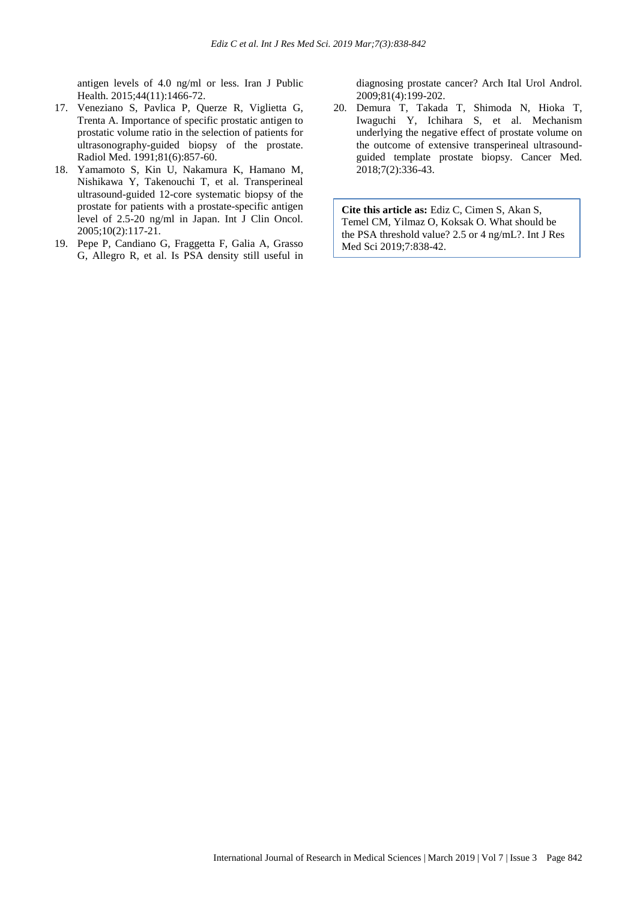antigen levels of 4.0 ng/ml or less. Iran J Public Health. 2015;44(11):1466-72.

17. Veneziano S, Pavlica P, Querze R, Viglietta G, Trenta A. Importance of specific prostatic antigen to prostatic volume ratio in the selection of patients for ultrasonography-guided biopsy of the prostate. Radiol Med. 1991;81(6):857-60.
18. Yamamoto S, Kin U, Nakamura K, Hamano M, Nishikawa Y, Takenouchi T, et al. Transperineal ultrasound-guided 12-core systematic biopsy of the prostate for patients with a prostate-specific antigen level of 2.5-20 ng/ml in Japan. Int J Clin Oncol. 2005;10(2):117-21.
19. Pepe P, Candiano G, Fraggetta F, Galia A, Grasso G, Allegro R, et al. Is PSA density still useful in diagnosing prostate cancer? Arch Ital Urol Androl. 2009;81(4):199-202.
20. Demura T, Takada T, Shimoda N, Hioka T, Iwaguchi Y, Ichihara S, et al. Mechanism underlying the negative effect of prostate volume on the outcome of extensive transperineal ultrasound-guided template prostate biopsy. Cancer Med. 2018;7(2):336-43.

**Cite this article as:** Ediz C, Cimen S, Akan S, Temel CM, Yilmaz O, Koksak O. What should be the PSA threshold value? 2.5 or 4 ng/mL?. Int J Res Med Sci 2019;7:838-42.